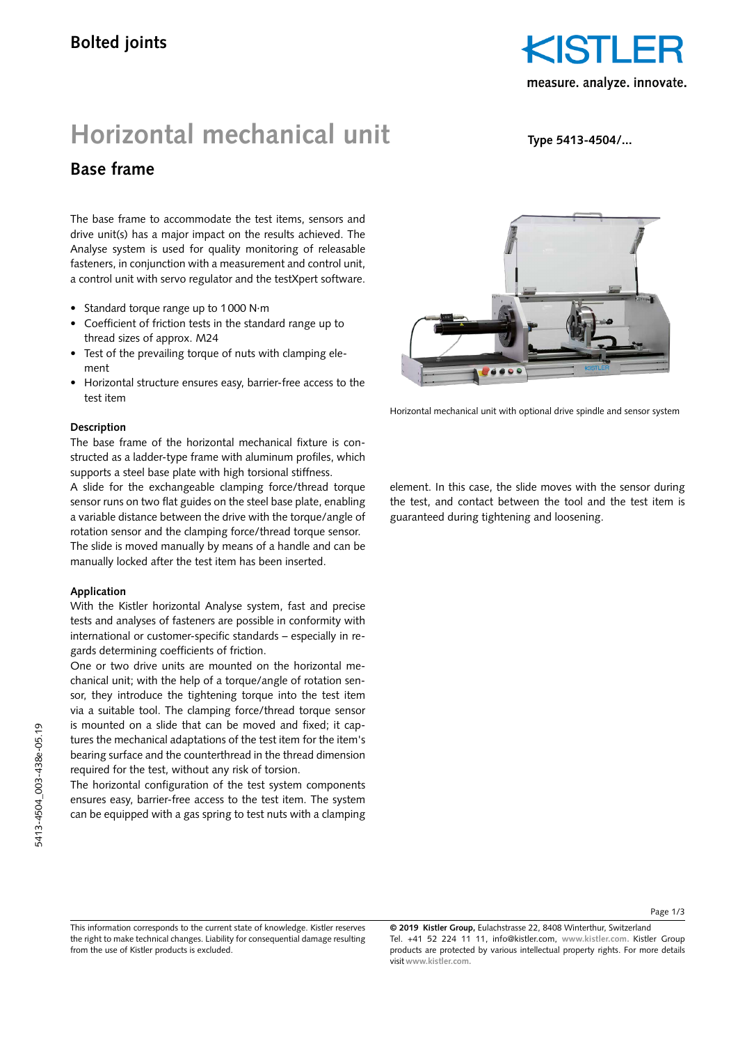# Horizontal mechanical unit

## Base frame

**Type 5413-4504/...**

The base frame to accommodate the test items, sensors and drive unit(s) has a major impact on the results achieved. The Analyse system is used for quality monitoring of releasable fasteners, in conjunction with a measurement and control unit, a control unit with servo regulator and the testXpert software.

- Standard torque range up to 1 000 N·m
- Coefficient of friction tests in the standard range up to thread sizes of approx. M24
- Test of the prevailing torque of nuts with clamping element
- Horizontal structure ensures easy, barrier-free access to the test item

Horizontal mechanical unit with optional drive spindle and sensor system

### Description

The base frame of the horizontal mechanical fixture is constructed as a ladder-type frame with aluminum profiles, which supports a steel base plate with high torsional stiffness.
A slide for the exchangeable clamping force/thread torque sensor runs on two flat guides on the steel base plate, enabling a variable distance between the drive with the torque/angle of rotation sensor and the clamping force/thread torque sensor.
The slide is moved manually by means of a handle and can be manually locked after the test item has been inserted.

### Application

With the Kistler horizontal Analyse system, fast and precise tests and analyses of fasteners are possible in conformity with international or customer-specific standards – especially in regards determining coefficients of friction.
One or two drive units are mounted on the horizontal mechanical unit; with the help of a torque/angle of rotation sensor, they introduce the tightening torque into the test item via a suitable tool. The clamping force/thread torque sensor is mounted on a slide that can be moved and fixed; it captures the mechanical adaptations of the test item for the item's bearing surface and the counterthread in the thread dimension required for the test, without any risk of torsion.
The horizontal configuration of the test system components ensures easy, barrier-free access to the test item. The system can be equipped with a gas spring to test nuts with a clamping element. In this case, the slide moves with the sensor during the test, and contact between the tool and the test item is guaranteed during tightening and loosening.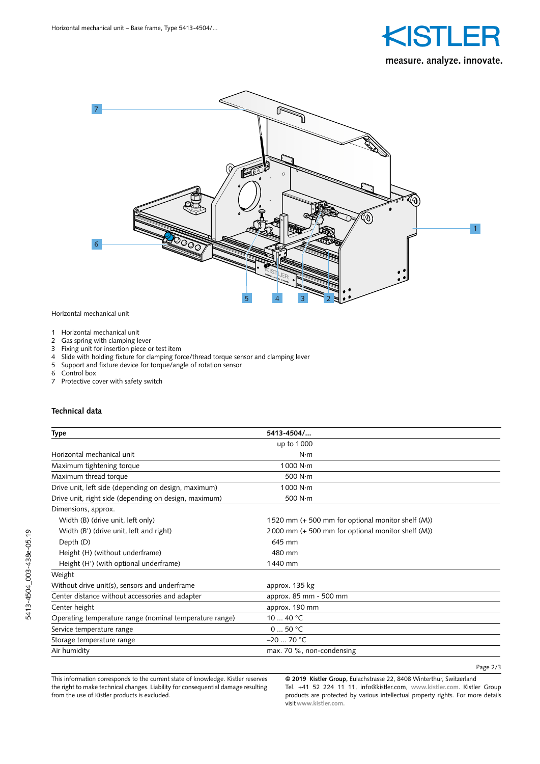Horizontal mechanical unit

1 Horizontal mechanical unit
2 Gas spring with clamping lever
3 Fixing unit for insertion piece or test item
4 Slide with holding fixture for clamping force/thread torque sensor and clamping lever
5 Support and fixture device for torque/angle of rotation sensor
6 Control box
7 Protective cover with safety switch

## Technical data

| Type | 5413-4504/... |
|---|---|
| | up to 1 000 |
| Horizontal mechanical unit | N·m |
| Maximum tightening torque | 1 000 N·m |
| Maximum thread torque | 500 N·m |
| Drive unit, left side (depending on design, maximum) | 1 000 N·m |
| Drive unit, right side (depending on design, maximum) | 500 N·m |
| Dimensions, approx. | |
| Width (B) (drive unit, left only) | 1 520 mm (+ 500 mm for optional monitor shelf (M)) |
| Width (B') (drive unit, left and right) | 2 000 mm (+ 500 mm for optional monitor shelf (M)) |
| Depth (D) | 645 mm |
| Height (H) (without underframe) | 480 mm |
| Height (H') (with optional underframe) | 1 440 mm |
| Weight | |
| Without drive unit(s), sensors and underframe | approx. 135 kg |
| Center distance without accessories and adapter | approx. 85 mm - 500 mm |
| Center height | approx. 190 mm |
| Operating temperature range (nominal temperature range) | 10 ... 40 °C |
| Service temperature range | 0 ... 50 °C |
| Storage temperature range | –20 ... 70 °C |
| Air humidity | max. 70 %, non-condensing |

This information corresponds to the current state of knowledge. Kistler reserves the right to make technical changes. Liability for consequential damage resulting from the use of Kistler products is excluded.

**© 2019 Kistler Group,** Eulachstrasse 22, 8408 Winterthur, Switzerland
Tel. +41 52 224 11 11, info@kistler.com, www.kistler.com. Kistler Group products are protected by various intellectual property rights. For more details visit www.kistler.com.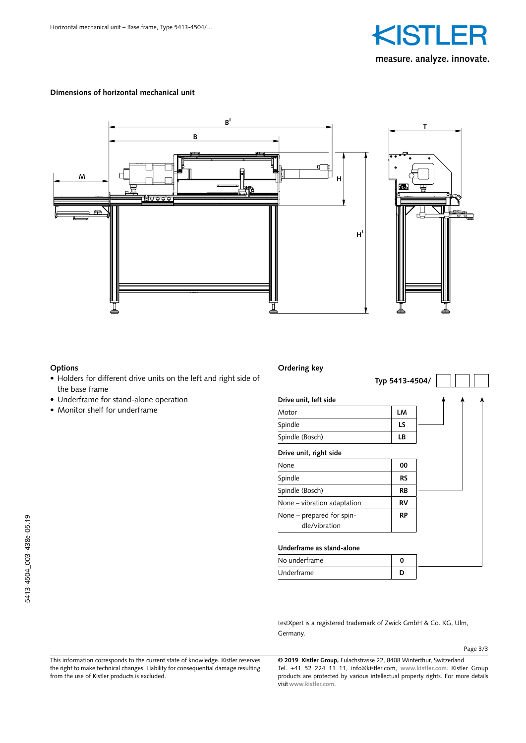## Dimensions of horizontal mechanical unit

B'
B
M
H
H'
T

## Options

- Holders for different drive units on the left and right side of the base frame
- Underframe for stand-alone operation
- Monitor shelf for underframe

## Ordering key

Typ 5413-4504/ ☐ ☐ ☐

**Drive unit, left side**

| | |
|---|---|
| Motor | **LM** |
| Spindle | **LS** |
| Spindle (Bosch) | **LB** |

**Drive unit, right side**

| | |
|---|---|
| None | **00** |
| Spindle | **RS** |
| Spindle (Bosch) | **RB** |
| None – vibration adaptation | **RV** |
| None – prepared for spindle/vibration | **RP** |

**Underframe as stand-alone**

| | |
|---|---|
| No underframe | **0** |
| Underframe | **D** |

testXpert is a registered trademark of Zwick GmbH & Co. KG, Ulm, Germany.

This information corresponds to the current state of knowledge. Kistler reserves the right to make technical changes. Liability for consequential damage resulting from the use of Kistler products is excluded.

**© 2019 Kistler Group,** Eulachstrasse 22, 8408 Winterthur, Switzerland
Tel. +41 52 224 11 11, info@kistler.com, www.kistler.com. Kistler Group products are protected by various intellectual property rights. For more details visit www.kistler.com.